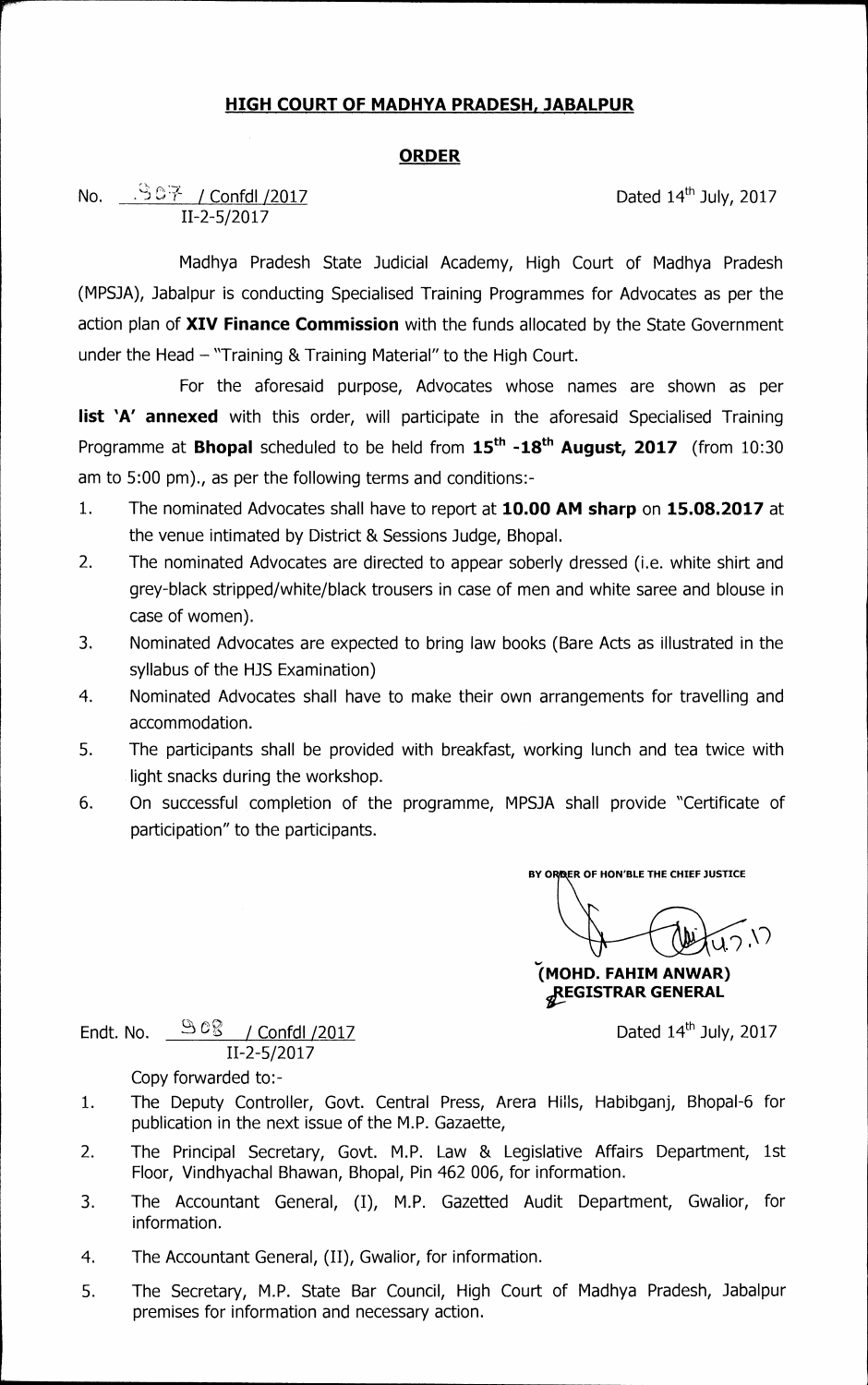# HIGH COURT OF MADHYA PRADESH, JABALPUR

## ORDER

No. 907 / Confdl /2017
II-2-5/2017

Dated 14th July, 2017

Madhya Pradesh State Judicial Academy, High Court of Madhya Pradesh (MPSJA), Jabalpur is conducting Specialised Training Programmes for Advocates as per the action plan of **XIV Finance Commission** with the funds allocated by the State Government under the Head – "Training & Training Material" to the High Court.

For the aforesaid purpose, Advocates whose names are shown as per **list 'A' annexed** with this order, will participate in the aforesaid Specialised Training Programme at **Bhopal** scheduled to be held from **15th -18th August, 2017** (from 10:30 am to 5:00 pm)., as per the following terms and conditions:-

1. The nominated Advocates shall have to report at **10.00 AM sharp** on **15.08.2017** at the venue intimated by District & Sessions Judge, Bhopal.
2. The nominated Advocates are directed to appear soberly dressed (i.e. white shirt and grey-black stripped/white/black trousers in case of men and white saree and blouse in case of women).
3. Nominated Advocates are expected to bring law books (Bare Acts as illustrated in the syllabus of the HJS Examination)
4. Nominated Advocates shall have to make their own arrangements for travelling and accommodation.
5. The participants shall be provided with breakfast, working lunch and tea twice with light snacks during the workshop.
6. On successful completion of the programme, MPSJA shall provide "Certificate of participation" to the participants.

BY ORDER OF HON'BLE THE CHIEF JUSTICE

(MOHD. FAHIM ANWAR)
REGISTRAR GENERAL

Endt. No. 908 / Confdl /2017
II-2-5/2017

Dated 14th July, 2017

Copy forwarded to:-

1. The Deputy Controller, Govt. Central Press, Arera Hills, Habibganj, Bhopal-6 for publication in the next issue of the M.P. Gazaette,
2. The Principal Secretary, Govt. M.P. Law & Legislative Affairs Department, 1st Floor, Vindhyachal Bhawan, Bhopal, Pin 462 006, for information.
3. The Accountant General, (I), M.P. Gazetted Audit Department, Gwalior, for information.
4. The Accountant General, (II), Gwalior, for information.
5. The Secretary, M.P. State Bar Council, High Court of Madhya Pradesh, Jabalpur premises for information and necessary action.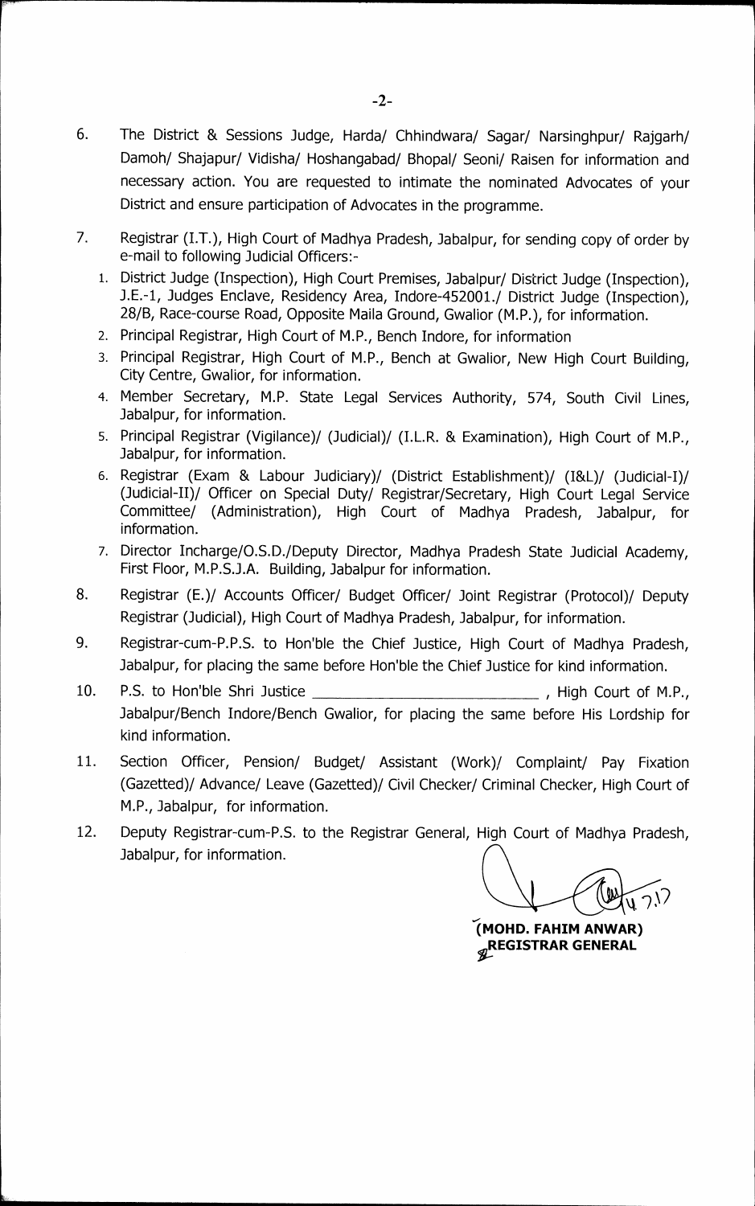6. The District & Sessions Judge, Harda/ Chhindwara/ Sagar/ Narsinghpur/ Rajgarh/ Damoh/ Shajapur/ Vidisha/ Hoshangabad/ Bhopal/ Seoni/ Raisen for information and necessary action. You are requested to intimate the nominated Advocates of your District and ensure participation of Advocates in the programme.

7. Registrar (I.T.), High Court of Madhya Pradesh, Jabalpur, for sending copy of order by e-mail to following Judicial Officers:-
   1. District Judge (Inspection), High Court Premises, Jabalpur/ District Judge (Inspection), J.E.-1, Judges Enclave, Residency Area, Indore-452001./ District Judge (Inspection), 28/B, Race-course Road, Opposite Maila Ground, Gwalior (M.P.), for information.
   2. Principal Registrar, High Court of M.P., Bench Indore, for information
   3. Principal Registrar, High Court of M.P., Bench at Gwalior, New High Court Building, City Centre, Gwalior, for information.
   4. Member Secretary, M.P. State Legal Services Authority, 574, South Civil Lines, Jabalpur, for information.
   5. Principal Registrar (Vigilance)/ (Judicial)/ (I.L.R. & Examination), High Court of M.P., Jabalpur, for information.
   6. Registrar (Exam & Labour Judiciary)/ (District Establishment)/ (I&L)/ (Judicial-I)/ (Judicial-II)/ Officer on Special Duty/ Registrar/Secretary, High Court Legal Service Committee/ (Administration), High Court of Madhya Pradesh, Jabalpur, for information.
   7. Director Incharge/O.S.D./Deputy Director, Madhya Pradesh State Judicial Academy, First Floor, M.P.S.J.A. Building, Jabalpur for information.

8. Registrar (E.)/ Accounts Officer/ Budget Officer/ Joint Registrar (Protocol)/ Deputy Registrar (Judicial), High Court of Madhya Pradesh, Jabalpur, for information.

9. Registrar-cum-P.P.S. to Hon'ble the Chief Justice, High Court of Madhya Pradesh, Jabalpur, for placing the same before Hon'ble the Chief Justice for kind information.

10. P.S. to Hon'ble Shri Justice ___________________________ , High Court of M.P., Jabalpur/Bench Indore/Bench Gwalior, for placing the same before His Lordship for kind information.

11. Section Officer, Pension/ Budget/ Assistant (Work)/ Complaint/ Pay Fixation (Gazetted)/ Advance/ Leave (Gazetted)/ Civil Checker/ Criminal Checker, High Court of M.P., Jabalpur, for information.

12. Deputy Registrar-cum-P.S. to the Registrar General, High Court of Madhya Pradesh, Jabalpur, for information.

4.7.17

**(MOHD. FAHIM ANWAR)**
**REGISTRAR GENERAL**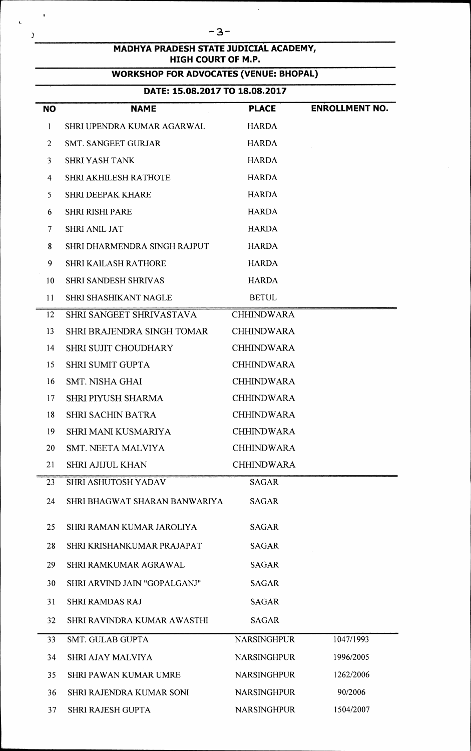# MADHYA PRADESH STATE JUDICIAL ACADEMY, HIGH COURT OF M.P.

## WORKSHOP FOR ADVOCATES (VENUE: BHOPAL)

### DATE: 15.08.2017 TO 18.08.2017

| NO | NAME | PLACE | ENROLLMENT NO. |
|---|---|---|---|
| 1 | SHRI UPENDRA KUMAR AGARWAL | HARDA | |
| 2 | SMT. SANGEET GURJAR | HARDA | |
| 3 | SHRI YASH TANK | HARDA | |
| 4 | SHRI AKHILESH RATHOTE | HARDA | |
| 5 | SHRI DEEPAK KHARE | HARDA | |
| 6 | SHRI RISHI PARE | HARDA | |
| 7 | SHRI ANIL JAT | HARDA | |
| 8 | SHRI DHARMENDRA SINGH RAJPUT | HARDA | |
| 9 | SHRI KAILASH RATHORE | HARDA | |
| 10 | SHRI SANDESH SHRIVAS | HARDA | |
| 11 | SHRI SHASHIKANT NAGLE | BETUL | |
| 12 | SHRI SANGEET SHRIVASTAVA | CHHINDWARA | |
| 13 | SHRI BRAJENDRA SINGH TOMAR | CHHINDWARA | |
| 14 | SHRI SUJIT CHOUDHARY | CHHINDWARA | |
| 15 | SHRI SUMIT GUPTA | CHHINDWARA | |
| 16 | SMT. NISHA GHAI | CHHINDWARA | |
| 17 | SHRI PIYUSH SHARMA | CHHINDWARA | |
| 18 | SHRI SACHIN BATRA | CHHINDWARA | |
| 19 | SHRI MANI KUSMARIYA | CHHINDWARA | |
| 20 | SMT. NEETA MALVIYA | CHHINDWARA | |
| 21 | SHRI AJIJUL KHAN | CHHINDWARA | |
| 23 | SHRI ASHUTOSH YADAV | SAGAR | |
| 24 | SHRI BHAGWAT SHARAN BANWARIYA | SAGAR | |
| 25 | SHRI RAMAN KUMAR JAROLIYA | SAGAR | |
| 28 | SHRI KRISHANKUMAR PRAJAPAT | SAGAR | |
| 29 | SHRI RAMKUMAR AGRAWAL | SAGAR | |
| 30 | SHRI ARVIND JAIN "GOPALGANJ" | SAGAR | |
| 31 | SHRI RAMDAS RAJ | SAGAR | |
| 32 | SHRI RAVINDRA KUMAR AWASTHI | SAGAR | |
| 33 | SMT. GULAB GUPTA | NARSINGHPUR | 1047/1993 |
| 34 | SHRI AJAY MALVIYA | NARSINGHPUR | 1996/2005 |
| 35 | SHRI PAWAN KUMAR UMRE | NARSINGHPUR | 1262/2006 |
| 36 | SHRI RAJENDRA KUMAR SONI | NARSINGHPUR | 90/2006 |
| 37 | SHRI RAJESH GUPTA | NARSINGHPUR | 1504/2007 |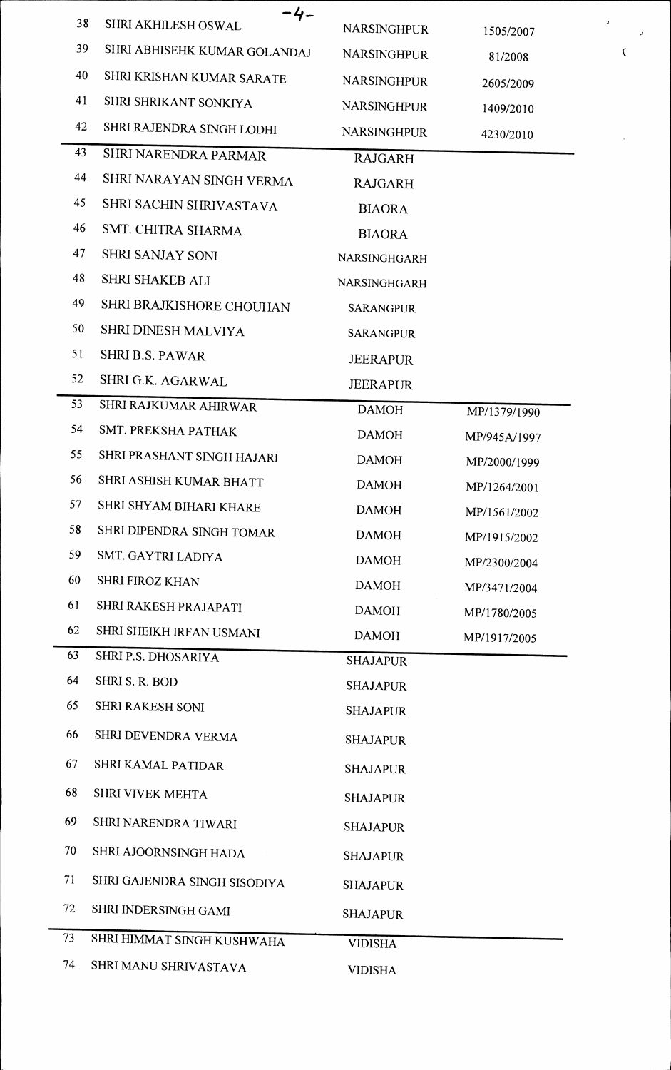| | | | |
|---|---|---|---|
| 38 | SHRI AKHILESH OSWAL | NARSINGHPUR | 1505/2007 |
| 39 | SHRI ABHISEHK KUMAR GOLANDAJ | NARSINGHPUR | 81/2008 |
| 40 | SHRI KRISHAN KUMAR SARATE | NARSINGHPUR | 2605/2009 |
| 41 | SHRI SHRIKANT SONKIYA | NARSINGHPUR | 1409/2010 |
| 42 | SHRI RAJENDRA SINGH LODHI | NARSINGHPUR | 4230/2010 |
| 43 | SHRI NARENDRA PARMAR | RAJGARH | |
| 44 | SHRI NARAYAN SINGH VERMA | RAJGARH | |
| 45 | SHRI SACHIN SHRIVASTAVA | BIAORA | |
| 46 | SMT. CHITRA SHARMA | BIAORA | |
| 47 | SHRI SANJAY SONI | NARSINGHGARH | |
| 48 | SHRI SHAKEB ALI | NARSINGHGARH | |
| 49 | SHRI BRAJKISHORE CHOUHAN | SARANGPUR | |
| 50 | SHRI DINESH MALVIYA | SARANGPUR | |
| 51 | SHRI B.S. PAWAR | JEERAPUR | |
| 52 | SHRI G.K. AGARWAL | JEERAPUR | |
| 53 | SHRI RAJKUMAR AHIRWAR | DAMOH | MP/1379/1990 |
| 54 | SMT. PREKSHA PATHAK | DAMOH | MP/945A/1997 |
| 55 | SHRI PRASHANT SINGH HAJARI | DAMOH | MP/2000/1999 |
| 56 | SHRI ASHISH KUMAR BHATT | DAMOH | MP/1264/2001 |
| 57 | SHRI SHYAM BIHARI KHARE | DAMOH | MP/1561/2002 |
| 58 | SHRI DIPENDRA SINGH TOMAR | DAMOH | MP/1915/2002 |
| 59 | SMT. GAYTRI LADIYA | DAMOH | MP/2300/2004 |
| 60 | SHRI FIROZ KHAN | DAMOH | MP/3471/2004 |
| 61 | SHRI RAKESH PRAJAPATI | DAMOH | MP/1780/2005 |
| 62 | SHRI SHEIKH IRFAN USMANI | DAMOH | MP/1917/2005 |
| 63 | SHRI P.S. DHOSARIYA | SHAJAPUR | |
| 64 | SHRI S. R. BOD | SHAJAPUR | |
| 65 | SHRI RAKESH SONI | SHAJAPUR | |
| 66 | SHRI DEVENDRA VERMA | SHAJAPUR | |
| 67 | SHRI KAMAL PATIDAR | SHAJAPUR | |
| 68 | SHRI VIVEK MEHTA | SHAJAPUR | |
| 69 | SHRI NARENDRA TIWARI | SHAJAPUR | |
| 70 | SHRI AJOORNSINGH HADA | SHAJAPUR | |
| 71 | SHRI GAJENDRA SINGH SISODIYA | SHAJAPUR | |
| 72 | SHRI INDERSINGH GAMI | SHAJAPUR | |
| 73 | SHRI HIMMAT SINGH KUSHWAHA | VIDISHA | |
| 74 | SHRI MANU SHRIVASTAVA | VIDISHA | |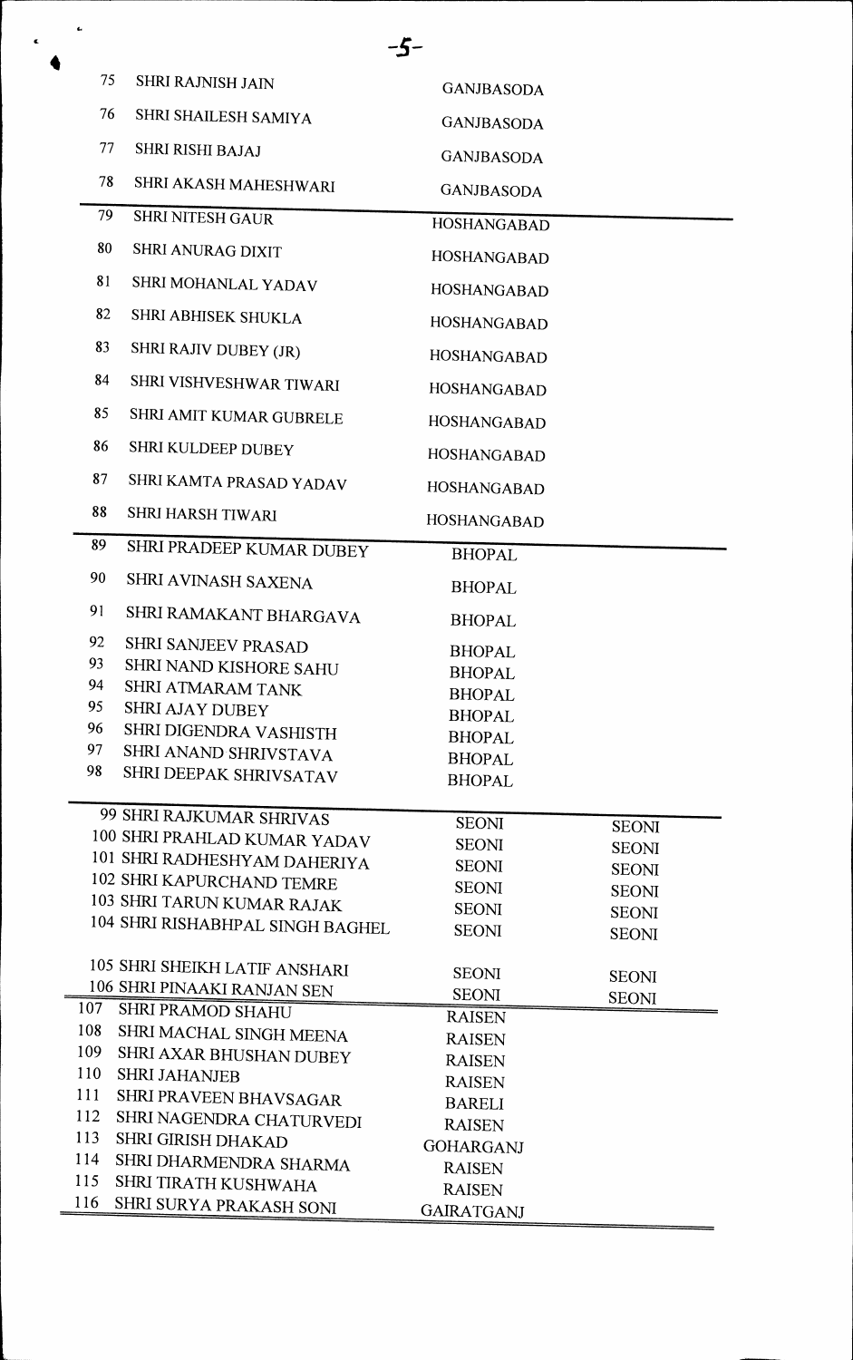| | | | |
|---|---|---|---|
| 75 | SHRI RAJNISH JAIN | GANJBASODA | |
| 76 | SHRI SHAILESH SAMIYA | GANJBASODA | |
| 77 | SHRI RISHI BAJAJ | GANJBASODA | |
| 78 | SHRI AKASH MAHESHWARI | GANJBASODA | |
| 79 | SHRI NITESH GAUR | HOSHANGABAD | |
| 80 | SHRI ANURAG DIXIT | HOSHANGABAD | |
| 81 | SHRI MOHANLAL YADAV | HOSHANGABAD | |
| 82 | SHRI ABHISEK SHUKLA | HOSHANGABAD | |
| 83 | SHRI RAJIV DUBEY (JR) | HOSHANGABAD | |
| 84 | SHRI VISHVESHWAR TIWARI | HOSHANGABAD | |
| 85 | SHRI AMIT KUMAR GUBRELE | HOSHANGABAD | |
| 86 | SHRI KULDEEP DUBEY | HOSHANGABAD | |
| 87 | SHRI KAMTA PRASAD YADAV | HOSHANGABAD | |
| 88 | SHRI HARSH TIWARI | HOSHANGABAD | |
| 89 | SHRI PRADEEP KUMAR DUBEY | BHOPAL | |
| 90 | SHRI AVINASH SAXENA | BHOPAL | |
| 91 | SHRI RAMAKANT BHARGAVA | BHOPAL | |
| 92 | SHRI SANJEEV PRASAD | BHOPAL | |
| 93 | SHRI NAND KISHORE SAHU | BHOPAL | |
| 94 | SHRI ATMARAM TANK | BHOPAL | |
| 95 | SHRI AJAY DUBEY | BHOPAL | |
| 96 | SHRI DIGENDRA VASHISTH | BHOPAL | |
| 97 | SHRI ANAND SHRIVSTAVA | BHOPAL | |
| 98 | SHRI DEEPAK SHRIVSATAV | BHOPAL | |
| 99 | SHRI RAJKUMAR SHRIVAS | SEONI | SEONI |
| 100 | SHRI PRAHLAD KUMAR YADAV | SEONI | SEONI |
| 101 | SHRI RADHESHYAM DAHERIYA | SEONI | SEONI |
| 102 | SHRI KAPURCHAND TEMRE | SEONI | SEONI |
| 103 | SHRI TARUN KUMAR RAJAK | SEONI | SEONI |
| 104 | SHRI RISHABHPAL SINGH BAGHEL | SEONI | SEONI |
| 105 | SHRI SHEIKH LATIF ANSHARI | SEONI | SEONI |
| 106 | SHRI PINAAKI RANJAN SEN | SEONI | SEONI |
| 107 | SHRI PRAMOD SHAHU | RAISEN | |
| 108 | SHRI MACHAL SINGH MEENA | RAISEN | |
| 109 | SHRI AXAR BHUSHAN DUBEY | RAISEN | |
| 110 | SHRI JAHANJEB | RAISEN | |
| 111 | SHRI PRAVEEN BHAVSAGAR | BARELI | |
| 112 | SHRI NAGENDRA CHATURVEDI | RAISEN | |
| 113 | SHRI GIRISH DHAKAD | GOHARGANJ | |
| 114 | SHRI DHARMENDRA SHARMA | RAISEN | |
| 115 | SHRI TIRATH KUSHWAHA | RAISEN | |
| 116 | SHRI SURYA PRAKASH SONI | GAIRATGANJ | |